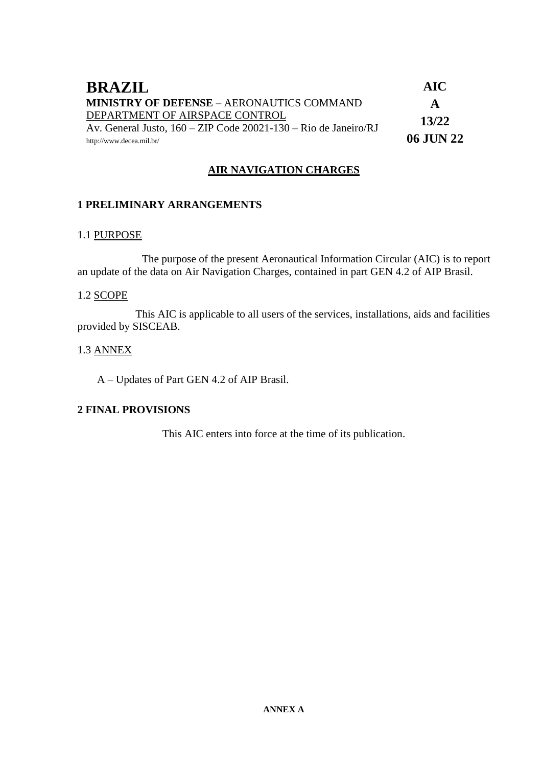# BRAZIL

**MINISTRY OF DEFENSE** – AERONAUTICS COMMAND
DEPARTMENT OF AIRSPACE CONTROL
Av. General Justo, 160 – ZIP Code 20021-130 – Rio de Janeiro/RJ
http://www.decea.mil.br/

**AIC**
**A**
**13/22**
**06 JUN 22**

## AIR NAVIGATION CHARGES

### 1 PRELIMINARY ARRANGEMENTS

1.1 PURPOSE

The purpose of the present Aeronautical Information Circular (AIC) is to report an update of the data on Air Navigation Charges, contained in part GEN 4.2 of AIP Brasil.

1.2 SCOPE

This AIC is applicable to all users of the services, installations, aids and facilities provided by SISCEAB.

1.3 ANNEX

A – Updates of Part GEN 4.2 of AIP Brasil.

### 2 FINAL PROVISIONS

This AIC enters into force at the time of its publication.

**ANNEX A**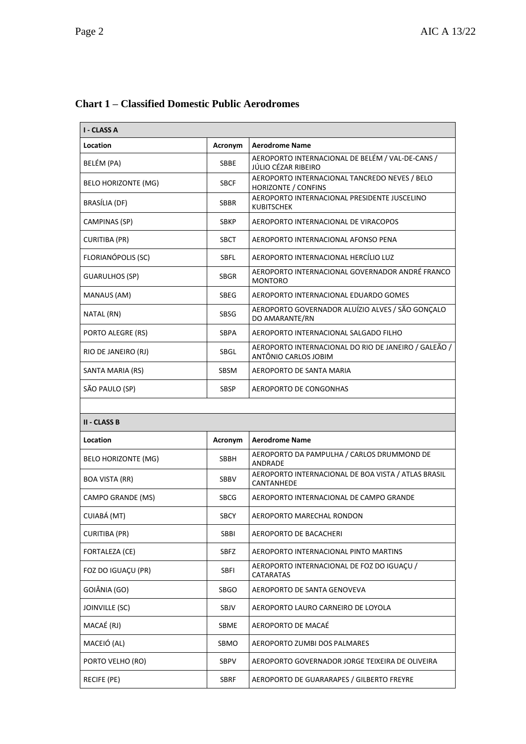## Chart 1 – Classified Domestic Public Aerodromes

| I - CLASS A | | |
|---|---|---|
| **Location** | **Acronym** | **Aerodrome Name** |
| BELÉM (PA) | SBBE | AEROPORTO INTERNACIONAL DE BELÉM / VAL-DE-CANS / JÚLIO CÉZAR RIBEIRO |
| BELO HORIZONTE (MG) | SBCF | AEROPORTO INTERNACIONAL TANCREDO NEVES / BELO HORIZONTE / CONFINS |
| BRASÍLIA (DF) | SBBR | AEROPORTO INTERNACIONAL PRESIDENTE JUSCELINO KUBITSCHEK |
| CAMPINAS (SP) | SBKP | AEROPORTO INTERNACIONAL DE VIRACOPOS |
| CURITIBA (PR) | SBCT | AEROPORTO INTERNACIONAL AFONSO PENA |
| FLORIANÓPOLIS (SC) | SBFL | AEROPORTO INTERNACIONAL HERCÍLIO LUZ |
| GUARULHOS (SP) | SBGR | AEROPORTO INTERNACIONAL GOVERNADOR ANDRÉ FRANCO MONTORO |
| MANAUS (AM) | SBEG | AEROPORTO INTERNACIONAL EDUARDO GOMES |
| NATAL (RN) | SBSG | AEROPORTO GOVERNADOR ALUÍZIO ALVES / SÃO GONÇALO DO AMARANTE/RN |
| PORTO ALEGRE (RS) | SBPA | AEROPORTO INTERNACIONAL SALGADO FILHO |
| RIO DE JANEIRO (RJ) | SBGL | AEROPORTO INTERNACIONAL DO RIO DE JANEIRO / GALEÃO / ANTÔNIO CARLOS JOBIM |
| SANTA MARIA (RS) | SBSM | AEROPORTO DE SANTA MARIA |
| SÃO PAULO (SP) | SBSP | AEROPORTO DE CONGONHAS |

| II - CLASS B | | |
|---|---|---|
| **Location** | **Acronym** | **Aerodrome Name** |
| BELO HORIZONTE (MG) | SBBH | AEROPORTO DA PAMPULHA / CARLOS DRUMMOND DE ANDRADE |
| BOA VISTA (RR) | SBBV | AEROPORTO INTERNACIONAL DE BOA VISTA / ATLAS BRASIL CANTANHEDE |
| CAMPO GRANDE (MS) | SBCG | AEROPORTO INTERNACIONAL DE CAMPO GRANDE |
| CUIABÁ (MT) | SBCY | AEROPORTO MARECHAL RONDON |
| CURITIBA (PR) | SBBI | AEROPORTO DE BACACHERI |
| FORTALEZA (CE) | SBFZ | AEROPORTO INTERNACIONAL PINTO MARTINS |
| FOZ DO IGUAÇU (PR) | SBFI | AEROPORTO INTERNACIONAL DE FOZ DO IGUAÇU / CATARATAS |
| GOIÂNIA (GO) | SBGO | AEROPORTO DE SANTA GENOVEVA |
| JOINVILLE (SC) | SBJV | AEROPORTO LAURO CARNEIRO DE LOYOLA |
| MACAÉ (RJ) | SBME | AEROPORTO DE MACAÉ |
| MACEIÓ (AL) | SBMO | AEROPORTO ZUMBI DOS PALMARES |
| PORTO VELHO (RO) | SBPV | AEROPORTO GOVERNADOR JORGE TEIXEIRA DE OLIVEIRA |
| RECIFE (PE) | SBRF | AEROPORTO DE GUARARAPES / GILBERTO FREYRE |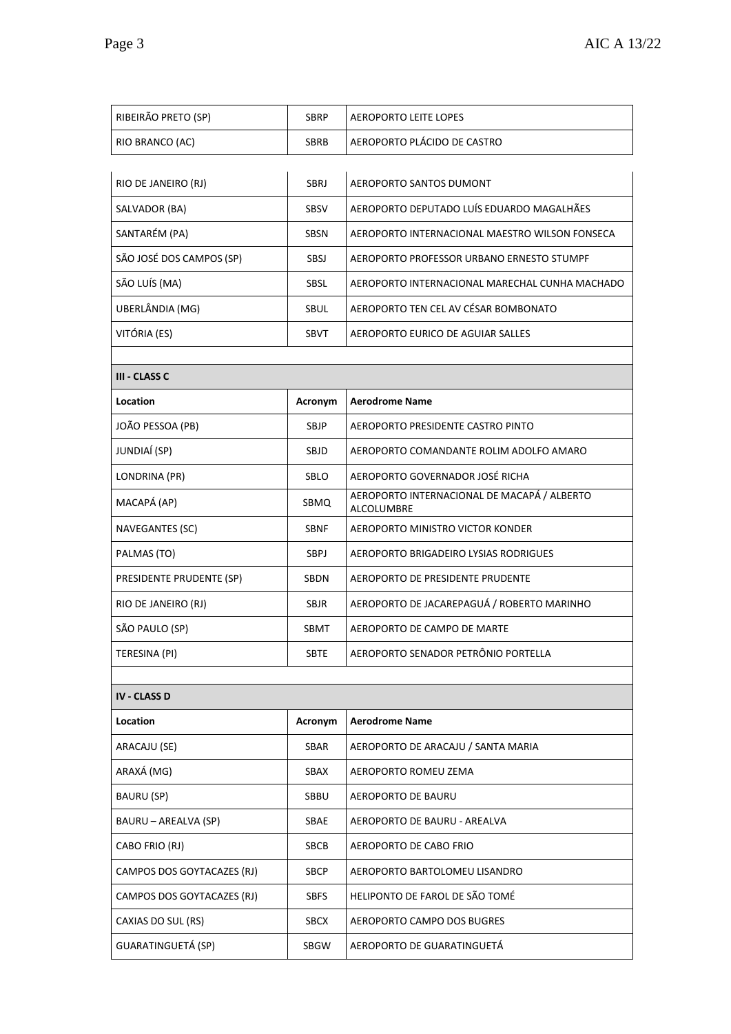| | | |
|---|---|---|
| RIBEIRÃO PRETO (SP) | SBRP | AEROPORTO LEITE LOPES |
| RIO BRANCO (AC) | SBRB | AEROPORTO PLÁCIDO DE CASTRO |
| RIO DE JANEIRO (RJ) | SBRJ | AEROPORTO SANTOS DUMONT |
| SALVADOR (BA) | SBSV | AEROPORTO DEPUTADO LUÍS EDUARDO MAGALHÃES |
| SANTARÉM (PA) | SBSN | AEROPORTO INTERNACIONAL MAESTRO WILSON FONSECA |
| SÃO JOSÉ DOS CAMPOS (SP) | SBSJ | AEROPORTO PROFESSOR URBANO ERNESTO STUMPF |
| SÃO LUÍS (MA) | SBSL | AEROPORTO INTERNACIONAL MARECHAL CUNHA MACHADO |
| UBERLÂNDIA (MG) | SBUL | AEROPORTO TEN CEL AV CÉSAR BOMBONATO |
| VITÓRIA (ES) | SBVT | AEROPORTO EURICO DE AGUIAR SALLES |

**III - CLASS C**

| Location | Acronym | Aerodrome Name |
|---|---|---|
| JOÃO PESSOA (PB) | SBJP | AEROPORTO PRESIDENTE CASTRO PINTO |
| JUNDIAÍ (SP) | SBJD | AEROPORTO COMANDANTE ROLIM ADOLFO AMARO |
| LONDRINA (PR) | SBLO | AEROPORTO GOVERNADOR JOSÉ RICHA |
| MACAPÁ (AP) | SBMQ | AEROPORTO INTERNACIONAL DE MACAPÁ / ALBERTO ALCOLUMBRE |
| NAVEGANTES (SC) | SBNF | AEROPORTO MINISTRO VICTOR KONDER |
| PALMAS (TO) | SBPJ | AEROPORTO BRIGADEIRO LYSIAS RODRIGUES |
| PRESIDENTE PRUDENTE (SP) | SBDN | AEROPORTO DE PRESIDENTE PRUDENTE |
| RIO DE JANEIRO (RJ) | SBJR | AEROPORTO DE JACAREPAGUÁ / ROBERTO MARINHO |
| SÃO PAULO (SP) | SBMT | AEROPORTO DE CAMPO DE MARTE |
| TERESINA (PI) | SBTE | AEROPORTO SENADOR PETRÔNIO PORTELLA |

**IV - CLASS D**

| Location | Acronym | Aerodrome Name |
|---|---|---|
| ARACAJU (SE) | SBAR | AEROPORTO DE ARACAJU / SANTA MARIA |
| ARAXÁ (MG) | SBAX | AEROPORTO ROMEU ZEMA |
| BAURU (SP) | SBBU | AEROPORTO DE BAURU |
| BAURU – AREALVA (SP) | SBAE | AEROPORTO DE BAURU - AREALVA |
| CABO FRIO (RJ) | SBCB | AEROPORTO DE CABO FRIO |
| CAMPOS DOS GOYTACAZES (RJ) | SBCP | AEROPORTO BARTOLOMEU LISANDRO |
| CAMPOS DOS GOYTACAZES (RJ) | SBFS | HELIPONTO DE FAROL DE SÃO TOMÉ |
| CAXIAS DO SUL (RS) | SBCX | AEROPORTO CAMPO DOS BUGRES |
| GUARATINGUETÁ (SP) | SBGW | AEROPORTO DE GUARATINGUETÁ |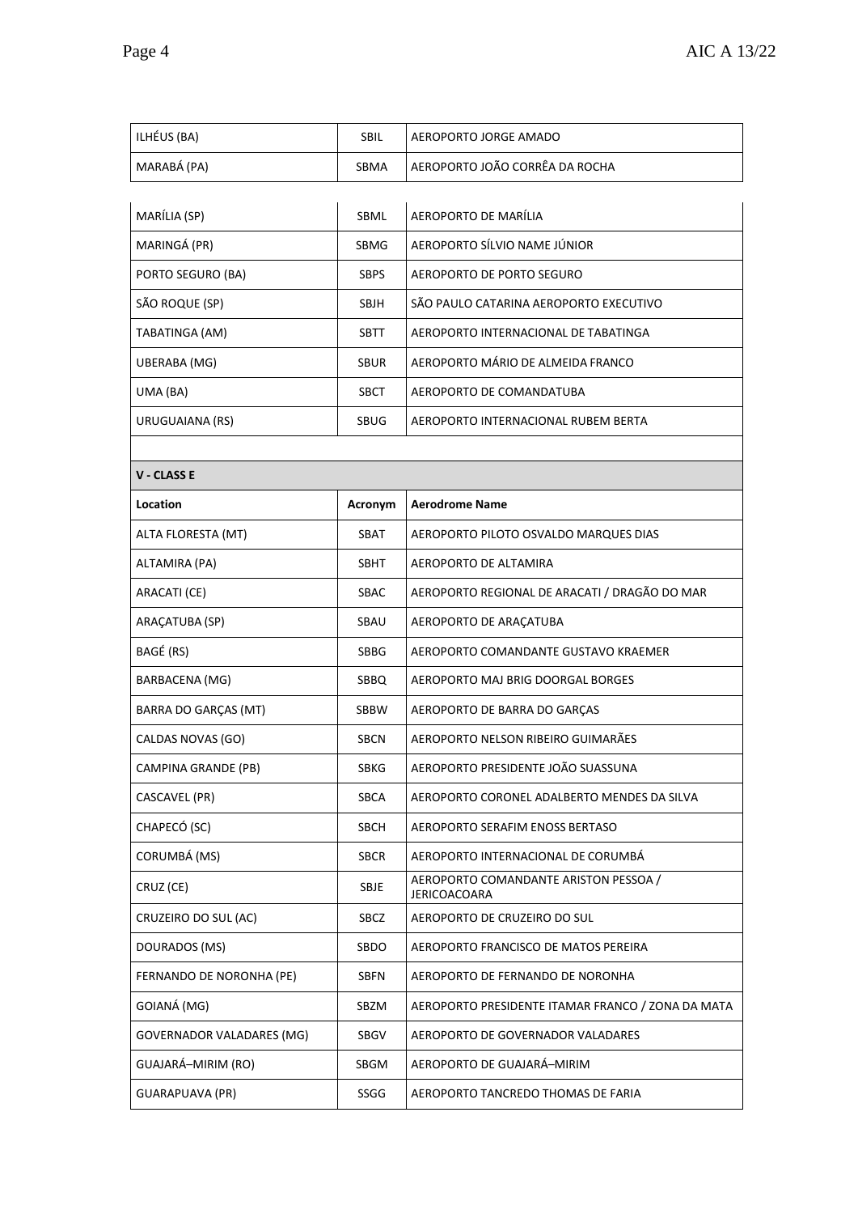| | | |
|---|---|---|
| ILHÉUS (BA) | SBIL | AEROPORTO JORGE AMADO |
| MARABÁ (PA) | SBMA | AEROPORTO JOÃO CORRÊA DA ROCHA |
| MARÍLIA (SP) | SBML | AEROPORTO DE MARÍLIA |
| MARINGÁ (PR) | SBMG | AEROPORTO SÍLVIO NAME JÚNIOR |
| PORTO SEGURO (BA) | SBPS | AEROPORTO DE PORTO SEGURO |
| SÃO ROQUE (SP) | SBJH | SÃO PAULO CATARINA AEROPORTO EXECUTIVO |
| TABATINGA (AM) | SBTT | AEROPORTO INTERNACIONAL DE TABATINGA |
| UBERABA (MG) | SBUR | AEROPORTO MÁRIO DE ALMEIDA FRANCO |
| UMA (BA) | SBCT | AEROPORTO DE COMANDATUBA |
| URUGUAIANA (RS) | SBUG | AEROPORTO INTERNACIONAL RUBEM BERTA |

**V - CLASS E**

| Location | Acronym | Aerodrome Name |
|---|---|---|
| ALTA FLORESTA (MT) | SBAT | AEROPORTO PILOTO OSVALDO MARQUES DIAS |
| ALTAMIRA (PA) | SBHT | AEROPORTO DE ALTAMIRA |
| ARACATI (CE) | SBAC | AEROPORTO REGIONAL DE ARACATI / DRAGÃO DO MAR |
| ARAÇATUBA (SP) | SBAU | AEROPORTO DE ARAÇATUBA |
| BAGÉ (RS) | SBBG | AEROPORTO COMANDANTE GUSTAVO KRAEMER |
| BARBACENA (MG) | SBBQ | AEROPORTO MAJ BRIG DOORGAL BORGES |
| BARRA DO GARÇAS (MT) | SBBW | AEROPORTO DE BARRA DO GARÇAS |
| CALDAS NOVAS (GO) | SBCN | AEROPORTO NELSON RIBEIRO GUIMARÃES |
| CAMPINA GRANDE (PB) | SBKG | AEROPORTO PRESIDENTE JOÃO SUASSUNA |
| CASCAVEL (PR) | SBCA | AEROPORTO CORONEL ADALBERTO MENDES DA SILVA |
| CHAPECÓ (SC) | SBCH | AEROPORTO SERAFIM ENOSS BERTASO |
| CORUMBÁ (MS) | SBCR | AEROPORTO INTERNACIONAL DE CORUMBÁ |
| CRUZ (CE) | SBJE | AEROPORTO COMANDANTE ARISTON PESSOA / JERICOACOARA |
| CRUZEIRO DO SUL (AC) | SBCZ | AEROPORTO DE CRUZEIRO DO SUL |
| DOURADOS (MS) | SBDO | AEROPORTO FRANCISCO DE MATOS PEREIRA |
| FERNANDO DE NORONHA (PE) | SBFN | AEROPORTO DE FERNANDO DE NORONHA |
| GOIANÁ (MG) | SBZM | AEROPORTO PRESIDENTE ITAMAR FRANCO / ZONA DA MATA |
| GOVERNADOR VALADARES (MG) | SBGV | AEROPORTO DE GOVERNADOR VALADARES |
| GUAJARÁ–MIRIM (RO) | SBGM | AEROPORTO DE GUAJARÁ–MIRIM |
| GUARAPUAVA (PR) | SSGG | AEROPORTO TANCREDO THOMAS DE FARIA |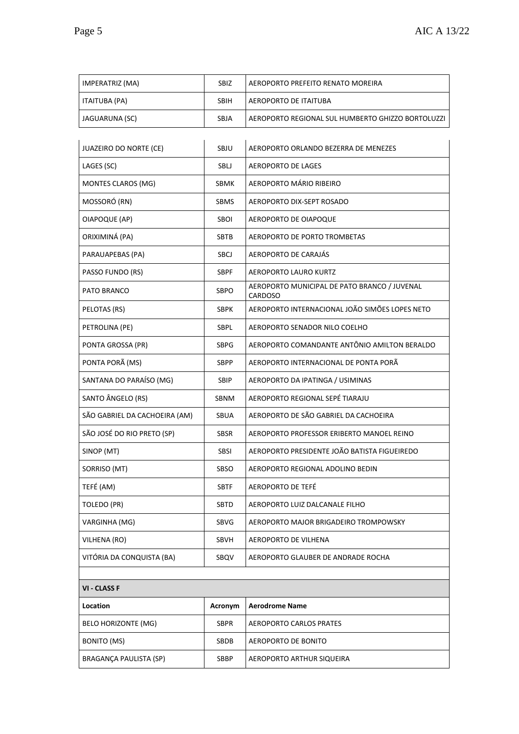| | | |
|---|---|---|
| IMPERATRIZ (MA) | SBIZ | AEROPORTO PREFEITO RENATO MOREIRA |
| ITAITUBA (PA) | SBIH | AEROPORTO DE ITAITUBA |
| JAGUARUNA (SC) | SBJA | AEROPORTO REGIONAL SUL HUMBERTO GHIZZO BORTOLUZZI |
| JUAZEIRO DO NORTE (CE) | SBJU | AEROPORTO ORLANDO BEZERRA DE MENEZES |
| LAGES (SC) | SBLJ | AEROPORTO DE LAGES |
| MONTES CLAROS (MG) | SBMK | AEROPORTO MÁRIO RIBEIRO |
| MOSSORÓ (RN) | SBMS | AEROPORTO DIX-SEPT ROSADO |
| OIAPOQUE (AP) | SBOI | AEROPORTO DE OIAPOQUE |
| ORIXIMINÁ (PA) | SBTB | AEROPORTO DE PORTO TROMBETAS |
| PARAUAPEBAS (PA) | SBCJ | AEROPORTO DE CARAJÁS |
| PASSO FUNDO (RS) | SBPF | AEROPORTO LAURO KURTZ |
| PATO BRANCO | SBPO | AEROPORTO MUNICIPAL DE PATO BRANCO / JUVENAL CARDOSO |
| PELOTAS (RS) | SBPK | AEROPORTO INTERNACIONAL JOÃO SIMÕES LOPES NETO |
| PETROLINA (PE) | SBPL | AEROPORTO SENADOR NILO COELHO |
| PONTA GROSSA (PR) | SBPG | AEROPORTO COMANDANTE ANTÔNIO AMILTON BERALDO |
| PONTA PORÃ (MS) | SBPP | AEROPORTO INTERNACIONAL DE PONTA PORÃ |
| SANTANA DO PARAÍSO (MG) | SBIP | AEROPORTO DA IPATINGA / USIMINAS |
| SANTO ÂNGELO (RS) | SBNM | AEROPORTO REGIONAL SEPÉ TIARAJU |
| SÃO GABRIEL DA CACHOEIRA (AM) | SBUA | AEROPORTO DE SÃO GABRIEL DA CACHOEIRA |
| SÃO JOSÉ DO RIO PRETO (SP) | SBSR | AEROPORTO PROFESSOR ERIBERTO MANOEL REINO |
| SINOP (MT) | SBSI | AEROPORTO PRESIDENTE JOÃO BATISTA FIGUEIREDO |
| SORRISO (MT) | SBSO | AEROPORTO REGIONAL ADOLINO BEDIN |
| TEFÉ (AM) | SBTF | AEROPORTO DE TEFÉ |
| TOLEDO (PR) | SBTD | AEROPORTO LUIZ DALCANALE FILHO |
| VARGINHA (MG) | SBVG | AEROPORTO MAJOR BRIGADEIRO TROMPOWSKY |
| VILHENA (RO) | SBVH | AEROPORTO DE VILHENA |
| VITÓRIA DA CONQUISTA (BA) | SBQV | AEROPORTO GLAUBER DE ANDRADE ROCHA |

| **VI - CLASS F** | | |
|---|---|---|
| **Location** | **Acronym** | **Aerodrome Name** |
| BELO HORIZONTE (MG) | SBPR | AEROPORTO CARLOS PRATES |
| BONITO (MS) | SBDB | AEROPORTO DE BONITO |
| BRAGANÇA PAULISTA (SP) | SBBP | AEROPORTO ARTHUR SIQUEIRA |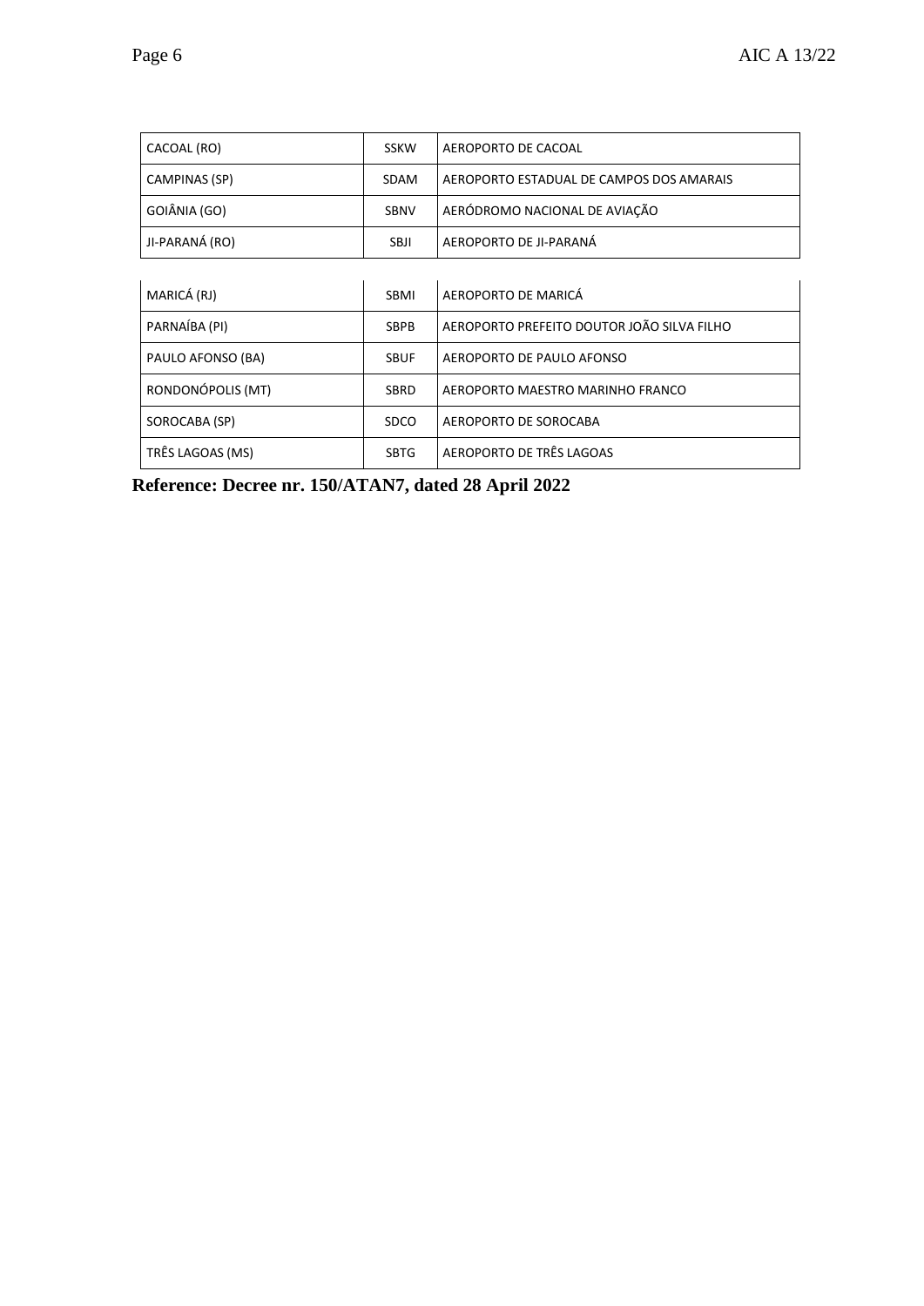| | | |
|---|---|---|
| CACOAL (RO) | SSKW | AEROPORTO DE CACOAL |
| CAMPINAS (SP) | SDAM | AEROPORTO ESTADUAL DE CAMPOS DOS AMARAIS |
| GOIÂNIA (GO) | SBNV | AERÓDROMO NACIONAL DE AVIAÇÃO |
| JI-PARANÁ (RO) | SBJI | AEROPORTO DE JI-PARANÁ |
| MARICÁ (RJ) | SBMI | AEROPORTO DE MARICÁ |
| PARNAÍBA (PI) | SBPB | AEROPORTO PREFEITO DOUTOR JOÃO SILVA FILHO |
| PAULO AFONSO (BA) | SBUF | AEROPORTO DE PAULO AFONSO |
| RONDONÓPOLIS (MT) | SBRD | AEROPORTO MAESTRO MARINHO FRANCO |
| SOROCABA (SP) | SDCO | AEROPORTO DE SOROCABA |
| TRÊS LAGOAS (MS) | SBTG | AEROPORTO DE TRÊS LAGOAS |

**Reference: Decree nr. 150/ATAN7, dated 28 April 2022**